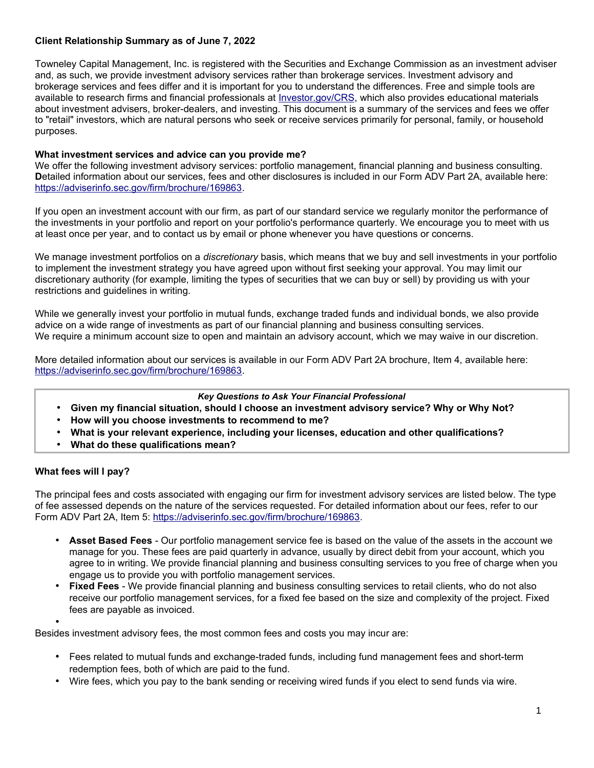**Client Relationship Summary as of June 7, 2022**

Towneley Capital Management, Inc. is registered with the Securities and Exchange Commission as an investment adviser and, as such, we provide investment advisory services rather than brokerage services. Investment advisory and brokerage services and fees differ and it is important for you to understand the differences. Free and simple tools are available to research firms and financial professionals at [Investor.gov/CRS](Investor.gov/CRS), which also provides educational materials about investment advisers, broker-dealers, and investing. This document is a summary of the services and fees we offer to "retail" investors, which are natural persons who seek or receive services primarily for personal, family, or household purposes.

**What investment services and advice can you provide me?**

We offer the following investment advisory services: portfolio management, financial planning and business consulting. **D**etailed information about our services, fees and other disclosures is included in our Form ADV Part 2A, available here: https://adviserinfo.sec.gov/firm/brochure/169863.

If you open an investment account with our firm, as part of our standard service we regularly monitor the performance of the investments in your portfolio and report on your portfolio's performance quarterly. We encourage you to meet with us at least once per year, and to contact us by email or phone whenever you have questions or concerns.

We manage investment portfolios on a *discretionary* basis, which means that we buy and sell investments in your portfolio to implement the investment strategy you have agreed upon without first seeking your approval. You may limit our discretionary authority (for example, limiting the types of securities that we can buy or sell) by providing us with your restrictions and guidelines in writing.

While we generally invest your portfolio in mutual funds, exchange traded funds and individual bonds, we also provide advice on a wide range of investments as part of our financial planning and business consulting services.
We require a minimum account size to open and maintain an advisory account, which we may waive in our discretion.

More detailed information about our services is available in our Form ADV Part 2A brochure, Item 4, available here: https://adviserinfo.sec.gov/firm/brochure/169863.

***Key Questions to Ask Your Financial Professional***

- **Given my financial situation, should I choose an investment advisory service? Why or Why Not?**
- **How will you choose investments to recommend to me?**
- **What is your relevant experience, including your licenses, education and other qualifications?**
- **What do these qualifications mean?**

**What fees will I pay?**

The principal fees and costs associated with engaging our firm for investment advisory services are listed below. The type of fee assessed depends on the nature of the services requested. For detailed information about our fees, refer to our Form ADV Part 2A, Item 5: https://adviserinfo.sec.gov/firm/brochure/169863.

- **Asset Based Fees** - Our portfolio management service fee is based on the value of the assets in the account we manage for you. These fees are paid quarterly in advance, usually by direct debit from your account, which you agree to in writing. We provide financial planning and business consulting services to you free of charge when you engage us to provide you with portfolio management services.
- **Fixed Fees** - We provide financial planning and business consulting services to retail clients, who do not also receive our portfolio management services, for a fixed fee based on the size and complexity of the project. Fixed fees are payable as invoiced.

Besides investment advisory fees, the most common fees and costs you may incur are:

- Fees related to mutual funds and exchange-traded funds, including fund management fees and short-term redemption fees, both of which are paid to the fund.
- Wire fees, which you pay to the bank sending or receiving wired funds if you elect to send funds via wire.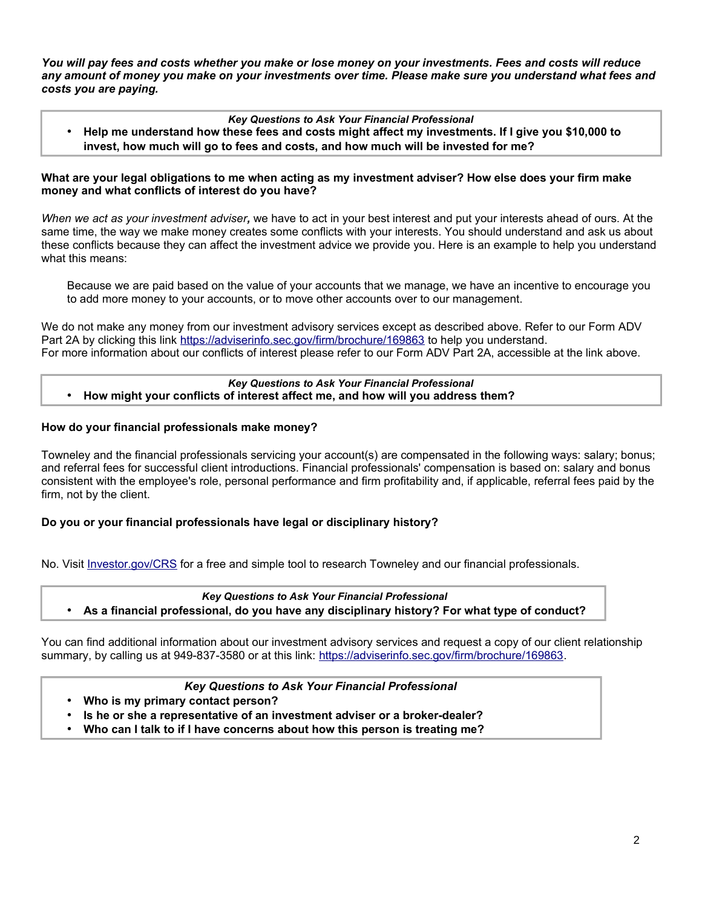***You will pay fees and costs whether you make or lose money on your investments. Fees and costs will reduce any amount of money you make on your investments over time. Please make sure you understand what fees and costs you are paying.***

> ***Key Questions to Ask Your Financial Professional***
>
> - **Help me understand how these fees and costs might affect my investments. If I give you $10,000 to invest, how much will go to fees and costs, and how much will be invested for me?**

**What are your legal obligations to me when acting as my investment adviser? How else does your firm make money and what conflicts of interest do you have?**

*When we act as your investment adviser,* we have to act in your best interest and put your interests ahead of ours. At the same time, the way we make money creates some conflicts with your interests. You should understand and ask us about these conflicts because they can affect the investment advice we provide you. Here is an example to help you understand what this means:

> Because we are paid based on the value of your accounts that we manage, we have an incentive to encourage you to add more money to your accounts, or to move other accounts over to our management.

We do not make any money from our investment advisory services except as described above. Refer to our Form ADV Part 2A by clicking this link https://adviserinfo.sec.gov/firm/brochure/169863 to help you understand.
For more information about our conflicts of interest please refer to our Form ADV Part 2A, accessible at the link above.

> ***Key Questions to Ask Your Financial Professional***
>
> - **How might your conflicts of interest affect me, and how will you address them?**

**How do your financial professionals make money?**

Towneley and the financial professionals servicing your account(s) are compensated in the following ways: salary; bonus; and referral fees for successful client introductions. Financial professionals' compensation is based on: salary and bonus consistent with the employee's role, personal performance and firm profitability and, if applicable, referral fees paid by the firm, not by the client.

**Do you or your financial professionals have legal or disciplinary history?**

No. Visit Investor.gov/CRS for a free and simple tool to research Towneley and our financial professionals.

> ***Key Questions to Ask Your Financial Professional***
>
> - **As a financial professional, do you have any disciplinary history? For what type of conduct?**

You can find additional information about our investment advisory services and request a copy of our client relationship summary, by calling us at 949-837-3580 or at this link: https://adviserinfo.sec.gov/firm/brochure/169863.

> ***Key Questions to Ask Your Financial Professional***
>
> - **Who is my primary contact person?**
> - **Is he or she a representative of an investment adviser or a broker-dealer?**
> - **Who can I talk to if I have concerns about how this person is treating me?**